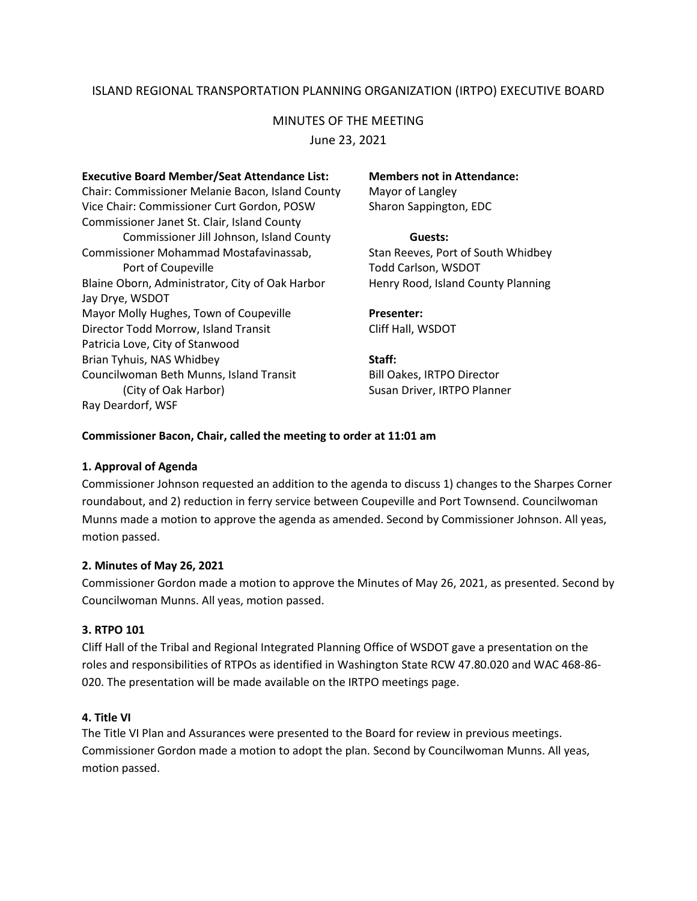# ISLAND REGIONAL TRANSPORTATION PLANNING ORGANIZATION (IRTPO) EXECUTIVE BOARD

## MINUTES OF THE MEETING

June 23, 2021

**Executive Board Member/Seat Attendance List:**

Chair: Commissioner Melanie Bacon, Island County
Vice Chair: Commissioner Curt Gordon, POSW
Commissioner Janet St. Clair, Island County
Commissioner Jill Johnson, Island County
Commissioner Mohammad Mostafavinassab, Port of Coupeville
Blaine Oborn, Administrator, City of Oak Harbor
Jay Drye, WSDOT
Mayor Molly Hughes, Town of Coupeville
Director Todd Morrow, Island Transit
Patricia Love, City of Stanwood
Brian Tyhuis, NAS Whidbey
Councilwoman Beth Munns, Island Transit (City of Oak Harbor)
Ray Deardorf, WSF

**Members not in Attendance:**

Mayor of Langley
Sharon Sappington, EDC

**Guests:**

Stan Reeves, Port of South Whidbey
Todd Carlson, WSDOT
Henry Rood, Island County Planning

**Presenter:**

Cliff Hall, WSDOT

**Staff:**

Bill Oakes, IRTPO Director
Susan Driver, IRTPO Planner

**Commissioner Bacon, Chair, called the meeting to order at 11:01 am**

### 1. Approval of Agenda

Commissioner Johnson requested an addition to the agenda to discuss 1) changes to the Sharpes Corner roundabout, and 2) reduction in ferry service between Coupeville and Port Townsend. Councilwoman Munns made a motion to approve the agenda as amended. Second by Commissioner Johnson. All yeas, motion passed.

### 2. Minutes of May 26, 2021

Commissioner Gordon made a motion to approve the Minutes of May 26, 2021, as presented. Second by Councilwoman Munns. All yeas, motion passed.

### 3. RTPO 101

Cliff Hall of the Tribal and Regional Integrated Planning Office of WSDOT gave a presentation on the roles and responsibilities of RTPOs as identified in Washington State RCW 47.80.020 and WAC 468-86-020. The presentation will be made available on the IRTPO meetings page.

### 4. Title VI

The Title VI Plan and Assurances were presented to the Board for review in previous meetings. Commissioner Gordon made a motion to adopt the plan. Second by Councilwoman Munns. All yeas, motion passed.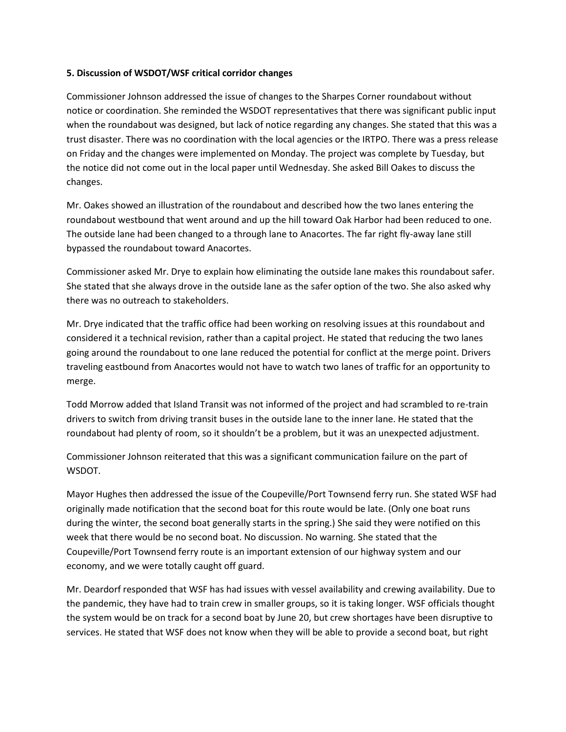**5. Discussion of WSDOT/WSF critical corridor changes**

Commissioner Johnson addressed the issue of changes to the Sharpes Corner roundabout without notice or coordination. She reminded the WSDOT representatives that there was significant public input when the roundabout was designed, but lack of notice regarding any changes. She stated that this was a trust disaster. There was no coordination with the local agencies or the IRTPO. There was a press release on Friday and the changes were implemented on Monday. The project was complete by Tuesday, but the notice did not come out in the local paper until Wednesday. She asked Bill Oakes to discuss the changes.

Mr. Oakes showed an illustration of the roundabout and described how the two lanes entering the roundabout westbound that went around and up the hill toward Oak Harbor had been reduced to one. The outside lane had been changed to a through lane to Anacortes. The far right fly-away lane still bypassed the roundabout toward Anacortes.

Commissioner asked Mr. Drye to explain how eliminating the outside lane makes this roundabout safer. She stated that she always drove in the outside lane as the safer option of the two. She also asked why there was no outreach to stakeholders.

Mr. Drye indicated that the traffic office had been working on resolving issues at this roundabout and considered it a technical revision, rather than a capital project. He stated that reducing the two lanes going around the roundabout to one lane reduced the potential for conflict at the merge point. Drivers traveling eastbound from Anacortes would not have to watch two lanes of traffic for an opportunity to merge.

Todd Morrow added that Island Transit was not informed of the project and had scrambled to re-train drivers to switch from driving transit buses in the outside lane to the inner lane. He stated that the roundabout had plenty of room, so it shouldn't be a problem, but it was an unexpected adjustment.

Commissioner Johnson reiterated that this was a significant communication failure on the part of WSDOT.

Mayor Hughes then addressed the issue of the Coupeville/Port Townsend ferry run. She stated WSF had originally made notification that the second boat for this route would be late. (Only one boat runs during the winter, the second boat generally starts in the spring.) She said they were notified on this week that there would be no second boat. No discussion. No warning. She stated that the Coupeville/Port Townsend ferry route is an important extension of our highway system and our economy, and we were totally caught off guard.

Mr. Deardorf responded that WSF has had issues with vessel availability and crewing availability. Due to the pandemic, they have had to train crew in smaller groups, so it is taking longer. WSF officials thought the system would be on track for a second boat by June 20, but crew shortages have been disruptive to services. He stated that WSF does not know when they will be able to provide a second boat, but right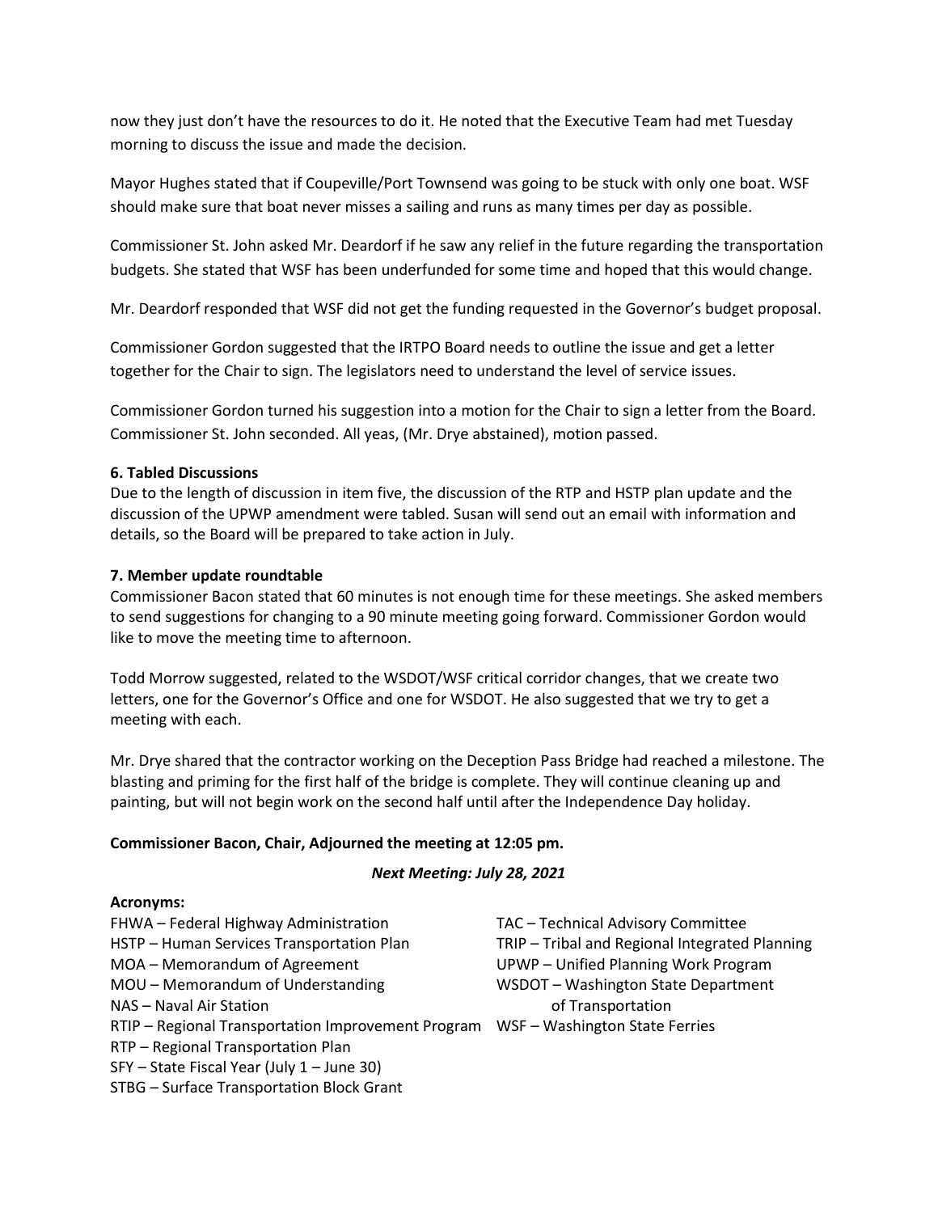now they just don't have the resources to do it. He noted that the Executive Team had met Tuesday morning to discuss the issue and made the decision.

Mayor Hughes stated that if Coupeville/Port Townsend was going to be stuck with only one boat. WSF should make sure that boat never misses a sailing and runs as many times per day as possible.

Commissioner St. John asked Mr. Deardorf if he saw any relief in the future regarding the transportation budgets. She stated that WSF has been underfunded for some time and hoped that this would change.

Mr. Deardorf responded that WSF did not get the funding requested in the Governor's budget proposal.

Commissioner Gordon suggested that the IRTPO Board needs to outline the issue and get a letter together for the Chair to sign. The legislators need to understand the level of service issues.

Commissioner Gordon turned his suggestion into a motion for the Chair to sign a letter from the Board. Commissioner St. John seconded. All yeas, (Mr. Drye abstained), motion passed.

**6. Tabled Discussions**

Due to the length of discussion in item five, the discussion of the RTP and HSTP plan update and the discussion of the UPWP amendment were tabled. Susan will send out an email with information and details, so the Board will be prepared to take action in July.

**7. Member update roundtable**

Commissioner Bacon stated that 60 minutes is not enough time for these meetings. She asked members to send suggestions for changing to a 90 minute meeting going forward. Commissioner Gordon would like to move the meeting time to afternoon.

Todd Morrow suggested, related to the WSDOT/WSF critical corridor changes, that we create two letters, one for the Governor's Office and one for WSDOT. He also suggested that we try to get a meeting with each.

Mr. Drye shared that the contractor working on the Deception Pass Bridge had reached a milestone. The blasting and priming for the first half of the bridge is complete. They will continue cleaning up and painting, but will not begin work on the second half until after the Independence Day holiday.

**Commissioner Bacon, Chair, Adjourned the meeting at 12:05 pm.**

***Next Meeting: July 28, 2021***

**Acronyms:**

FHWA – Federal Highway Administration
HSTP – Human Services Transportation Plan
MOA – Memorandum of Agreement
MOU – Memorandum of Understanding
NAS – Naval Air Station
RTIP – Regional Transportation Improvement Program
RTP – Regional Transportation Plan
SFY – State Fiscal Year (July 1 – June 30)
STBG – Surface Transportation Block Grant
TAC – Technical Advisory Committee
TRIP – Tribal and Regional Integrated Planning
UPWP – Unified Planning Work Program
WSDOT – Washington State Department of Transportation
WSF – Washington State Ferries